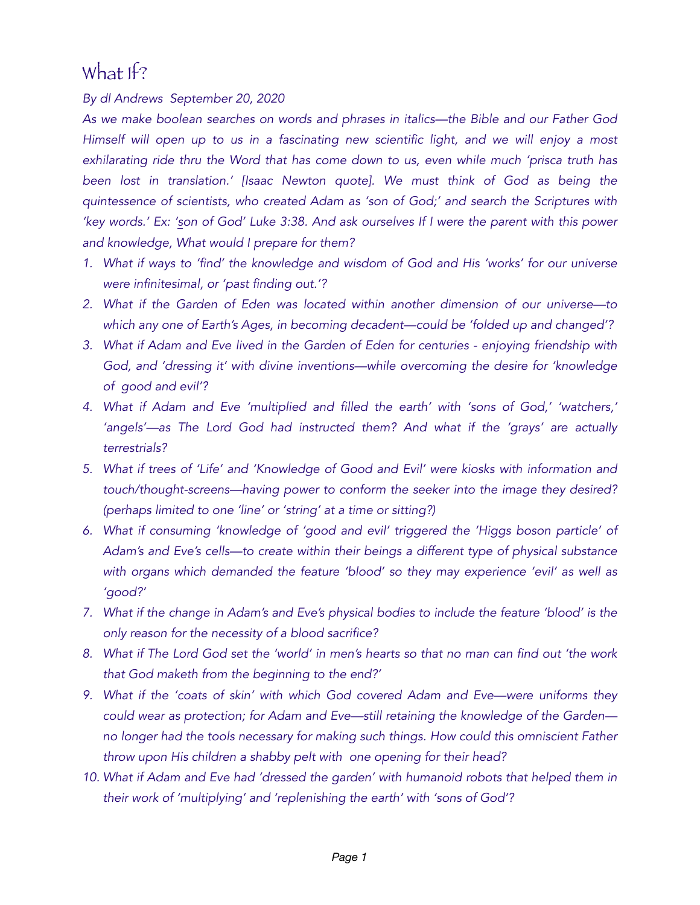# What If?

*By dl Andrews September 20, 2020*

*As we make boolean searches on words and phrases in italics—the Bible and our Father God Himself will open up to us in a fascinating new scientific light, and we will enjoy a most exhilarating ride thru the Word that has come down to us, even while much 'prisca truth has been lost in translation.' [Isaac Newton quote]. We must think of God as being the quintessence of scientists, who created Adam as 'son of God;' and search the Scriptures with 'key words.' Ex: 'son of God' Luke 3:38. And ask ourselves If I were the parent with this power and knowledge, What would I prepare for them?*

1. *What if ways to 'find' the knowledge and wisdom of God and His 'works' for our universe were infinitesimal, or 'past finding out.'?*
2. *What if the Garden of Eden was located within another dimension of our universe—to which any one of Earth's Ages, in becoming decadent—could be 'folded up and changed'?*
3. *What if Adam and Eve lived in the Garden of Eden for centuries - enjoying friendship with God, and 'dressing it' with divine inventions—while overcoming the desire for 'knowledge of good and evil'?*
4. *What if Adam and Eve 'multiplied and filled the earth' with 'sons of God,' 'watchers,' 'angels'—as The Lord God had instructed them? And what if the 'grays' are actually terrestrials?*
5. *What if trees of 'Life' and 'Knowledge of Good and Evil' were kiosks with information and touch/thought-screens—having power to conform the seeker into the image they desired? (perhaps limited to one 'line' or 'string' at a time or sitting?)*
6. *What if consuming 'knowledge of 'good and evil' triggered the 'Higgs boson particle' of Adam's and Eve's cells—to create within their beings a different type of physical substance with organs which demanded the feature 'blood' so they may experience 'evil' as well as 'good?'*
7. *What if the change in Adam's and Eve's physical bodies to include the feature 'blood' is the only reason for the necessity of a blood sacrifice?*
8. *What if The Lord God set the 'world' in men's hearts so that no man can find out 'the work that God maketh from the beginning to the end?'*
9. *What if the 'coats of skin' with which God covered Adam and Eve—were uniforms they could wear as protection; for Adam and Eve—still retaining the knowledge of the Garden—no longer had the tools necessary for making such things. How could this omniscient Father throw upon His children a shabby pelt with one opening for their head?*
10. *What if Adam and Eve had 'dressed the garden' with humanoid robots that helped them in their work of 'multiplying' and 'replenishing the earth' with 'sons of God'?*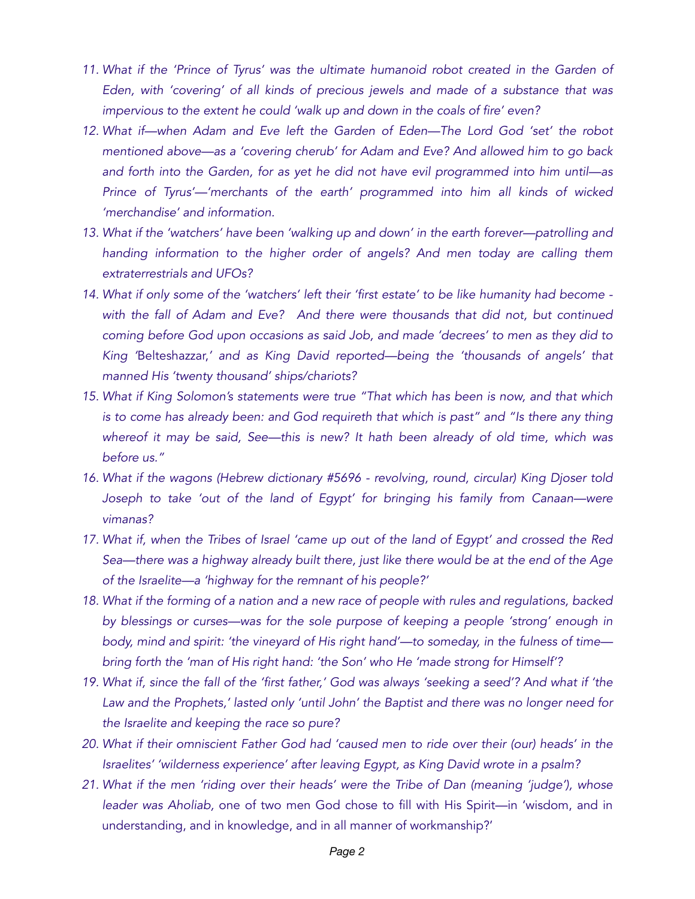11. *What if the 'Prince of Tyrus' was the ultimate humanoid robot created in the Garden of Eden, with 'covering' of all kinds of precious jewels and made of a substance that was impervious to the extent he could 'walk up and down in the coals of fire' even?*
12. *What if—when Adam and Eve left the Garden of Eden—The Lord God 'set' the robot mentioned above—as a 'covering cherub' for Adam and Eve? And allowed him to go back and forth into the Garden, for as yet he did not have evil programmed into him until—as Prince of Tyrus'—'merchants of the earth' programmed into him all kinds of wicked 'merchandise' and information.*
13. *What if the 'watchers' have been 'walking up and down' in the earth forever—patrolling and handing information to the higher order of angels? And men today are calling them extraterrestrials and UFOs?*
14. *What if only some of the 'watchers' left their 'first estate' to be like humanity had become - with the fall of Adam and Eve? And there were thousands that did not, but continued coming before God upon occasions as said Job, and made 'decrees' to men as they did to King '*Belteshazzar,' *and as King David reported—being the 'thousands of angels' that manned His 'twenty thousand' ships/chariots?*
15. *What if King Solomon's statements were true "That which has been is now, and that which is to come has already been: and God requireth that which is past" and "Is there any thing whereof it may be said, See—this is new? It hath been already of old time, which was before us."*
16. *What if the wagons (Hebrew dictionary #5696 - revolving, round, circular) King Djoser told Joseph to take 'out of the land of Egypt' for bringing his family from Canaan—were vimanas?*
17. *What if, when the Tribes of Israel 'came up out of the land of Egypt' and crossed the Red Sea—there was a highway already built there, just like there would be at the end of the Age of the Israelite—a 'highway for the remnant of his people?'*
18. *What if the forming of a nation and a new race of people with rules and regulations, backed by blessings or curses—was for the sole purpose of keeping a people 'strong' enough in body, mind and spirit: 'the vineyard of His right hand'—to someday, in the fulness of time—bring forth the 'man of His right hand: 'the Son' who He 'made strong for Himself'?*
19. *What if, since the fall of the 'first father,' God was always 'seeking a seed'? And what if 'the Law and the Prophets,' lasted only 'until John' the Baptist and there was no longer need for the Israelite and keeping the race so pure?*
20. *What if their omniscient Father God had 'caused men to ride over their (our) heads' in the Israelites' 'wilderness experience' after leaving Egypt, as King David wrote in a psalm?*
21. *What if the men 'riding over their heads' were the Tribe of Dan (meaning 'judge'), whose leader was Aholiab,* one of two men God chose to fill with His Spirit—in 'wisdom, and in understanding, and in knowledge, and in all manner of workmanship?'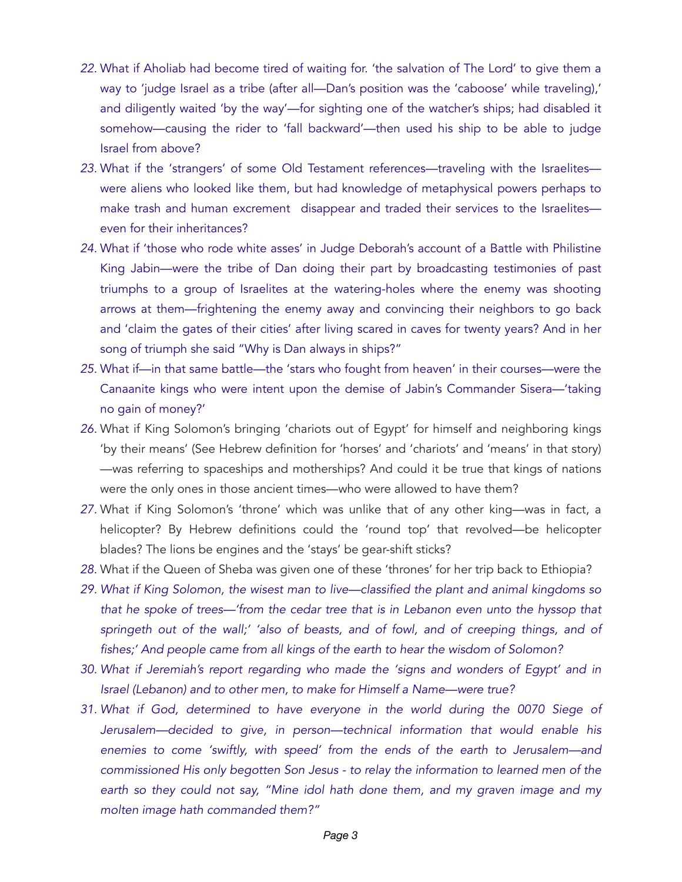22. What if Aholiab had become tired of waiting for. 'the salvation of The Lord' to give them a way to 'judge Israel as a tribe (after all—Dan's position was the 'caboose' while traveling),' and diligently waited 'by the way'—for sighting one of the watcher's ships; had disabled it somehow—causing the rider to 'fall backward'—then used his ship to be able to judge Israel from above?
23. What if the 'strangers' of some Old Testament references—traveling with the Israelites—were aliens who looked like them, but had knowledge of metaphysical powers perhaps to make trash and human excrement disappear and traded their services to the Israelites—even for their inheritances?
24. What if 'those who rode white asses' in Judge Deborah's account of a Battle with Philistine King Jabin—were the tribe of Dan doing their part by broadcasting testimonies of past triumphs to a group of Israelites at the watering-holes where the enemy was shooting arrows at them—frightening the enemy away and convincing their neighbors to go back and 'claim the gates of their cities' after living scared in caves for twenty years? And in her song of triumph she said "Why is Dan always in ships?"
25. What if—in that same battle—the 'stars who fought from heaven' in their courses—were the Canaanite kings who were intent upon the demise of Jabin's Commander Sisera—'taking no gain of money?'
26. What if King Solomon's bringing 'chariots out of Egypt' for himself and neighboring kings 'by their means' (See Hebrew definition for 'horses' and 'chariots' and 'means' in that story)—was referring to spaceships and motherships? And could it be true that kings of nations were the only ones in those ancient times—who were allowed to have them?
27. What if King Solomon's 'throne' which was unlike that of any other king—was in fact, a helicopter? By Hebrew definitions could the 'round top' that revolved—be helicopter blades? The lions be engines and the 'stays' be gear-shift sticks?
28. What if the Queen of Sheba was given one of these 'thrones' for her trip back to Ethiopia?
29. *What if King Solomon, the wisest man to live—classified the plant and animal kingdoms so that he spoke of trees—'from the cedar tree that is in Lebanon even unto the hyssop that springeth out of the wall;' 'also of beasts, and of fowl, and of creeping things, and of fishes;' And people came from all kings of the earth to hear the wisdom of Solomon?*
30. *What if Jeremiah's report regarding who made the 'signs and wonders of Egypt' and in Israel (Lebanon) and to other men, to make for Himself a Name—were true?*
31. *What if God, determined to have everyone in the world during the 0070 Siege of Jerusalem—decided to give, in person—technical information that would enable his enemies to come 'swiftly, with speed' from the ends of the earth to Jerusalem—and commissioned His only begotten Son Jesus - to relay the information to learned men of the earth so they could not say, "Mine idol hath done them, and my graven image and my molten image hath commanded them?"*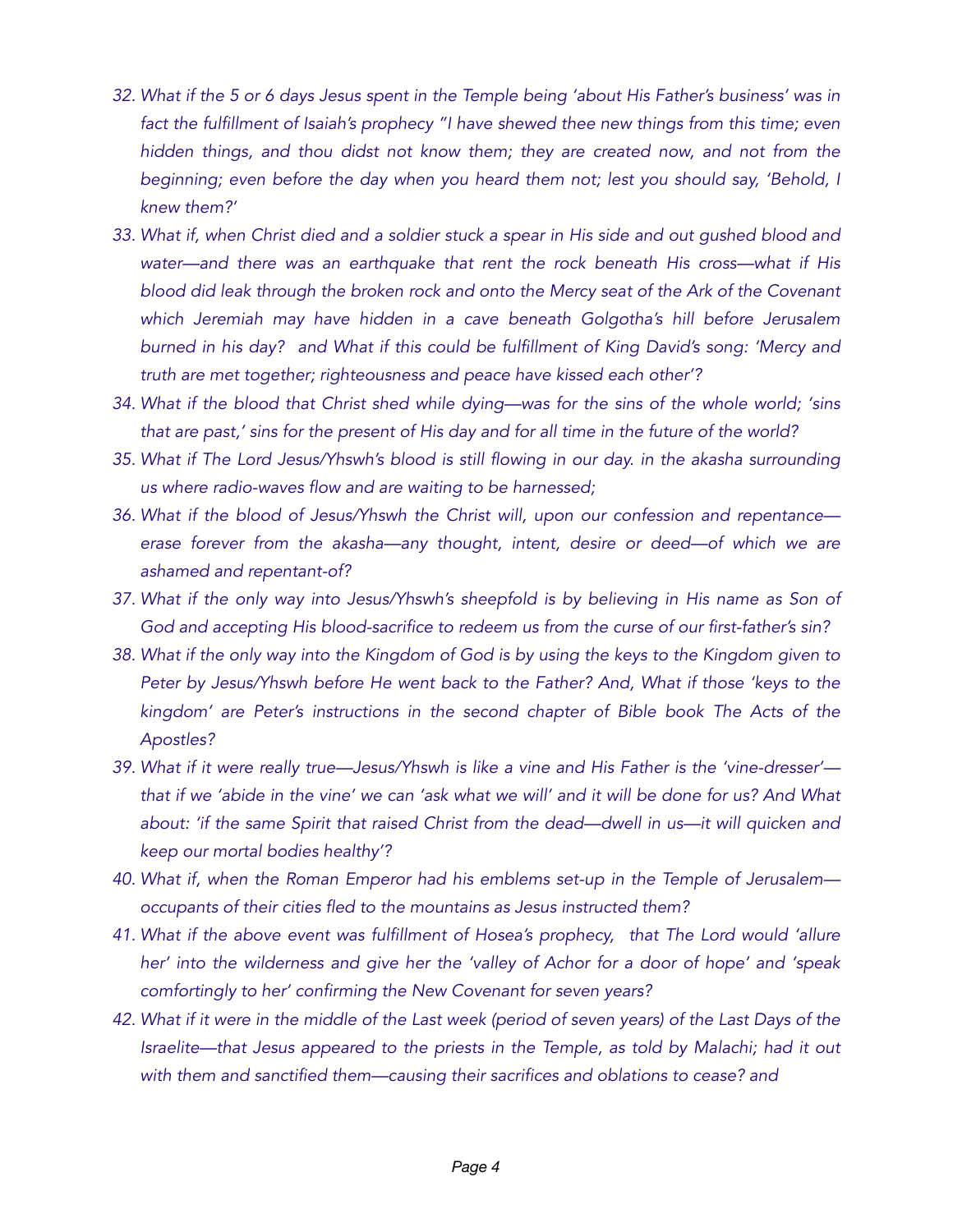32. *What if the 5 or 6 days Jesus spent in the Temple being 'about His Father's business' was in fact the fulfillment of Isaiah's prophecy "I have shewed thee new things from this time; even hidden things, and thou didst not know them; they are created now, and not from the beginning; even before the day when you heard them not; lest you should say, 'Behold, I knew them?'*
33. *What if, when Christ died and a soldier stuck a spear in His side and out gushed blood and water—and there was an earthquake that rent the rock beneath His cross—what if His blood did leak through the broken rock and onto the Mercy seat of the Ark of the Covenant which Jeremiah may have hidden in a cave beneath Golgotha's hill before Jerusalem burned in his day? and What if this could be fulfillment of King David's song: 'Mercy and truth are met together; righteousness and peace have kissed each other'?*
34. *What if the blood that Christ shed while dying—was for the sins of the whole world; 'sins that are past,' sins for the present of His day and for all time in the future of the world?*
35. *What if The Lord Jesus/Yhswh's blood is still flowing in our day. in the akasha surrounding us where radio-waves flow and are waiting to be harnessed;*
36. *What if the blood of Jesus/Yhswh the Christ will, upon our confession and repentance—erase forever from the akasha—any thought, intent, desire or deed—of which we are ashamed and repentant-of?*
37. *What if the only way into Jesus/Yhswh's sheepfold is by believing in His name as Son of God and accepting His blood-sacrifice to redeem us from the curse of our first-father's sin?*
38. *What if the only way into the Kingdom of God is by using the keys to the Kingdom given to Peter by Jesus/Yhswh before He went back to the Father? And, What if those 'keys to the kingdom' are Peter's instructions in the second chapter of Bible book The Acts of the Apostles?*
39. *What if it were really true—Jesus/Yhswh is like a vine and His Father is the 'vine-dresser'—that if we 'abide in the vine' we can 'ask what we will' and it will be done for us? And What about: 'if the same Spirit that raised Christ from the dead—dwell in us—it will quicken and keep our mortal bodies healthy'?*
40. *What if, when the Roman Emperor had his emblems set-up in the Temple of Jerusalem—occupants of their cities fled to the mountains as Jesus instructed them?*
41. *What if the above event was fulfillment of Hosea's prophecy, that The Lord would 'allure her' into the wilderness and give her the 'valley of Achor for a door of hope' and 'speak comfortingly to her' confirming the New Covenant for seven years?*
42. *What if it were in the middle of the Last week (period of seven years) of the Last Days of the Israelite—that Jesus appeared to the priests in the Temple, as told by Malachi; had it out with them and sanctified them—causing their sacrifices and oblations to cease? and*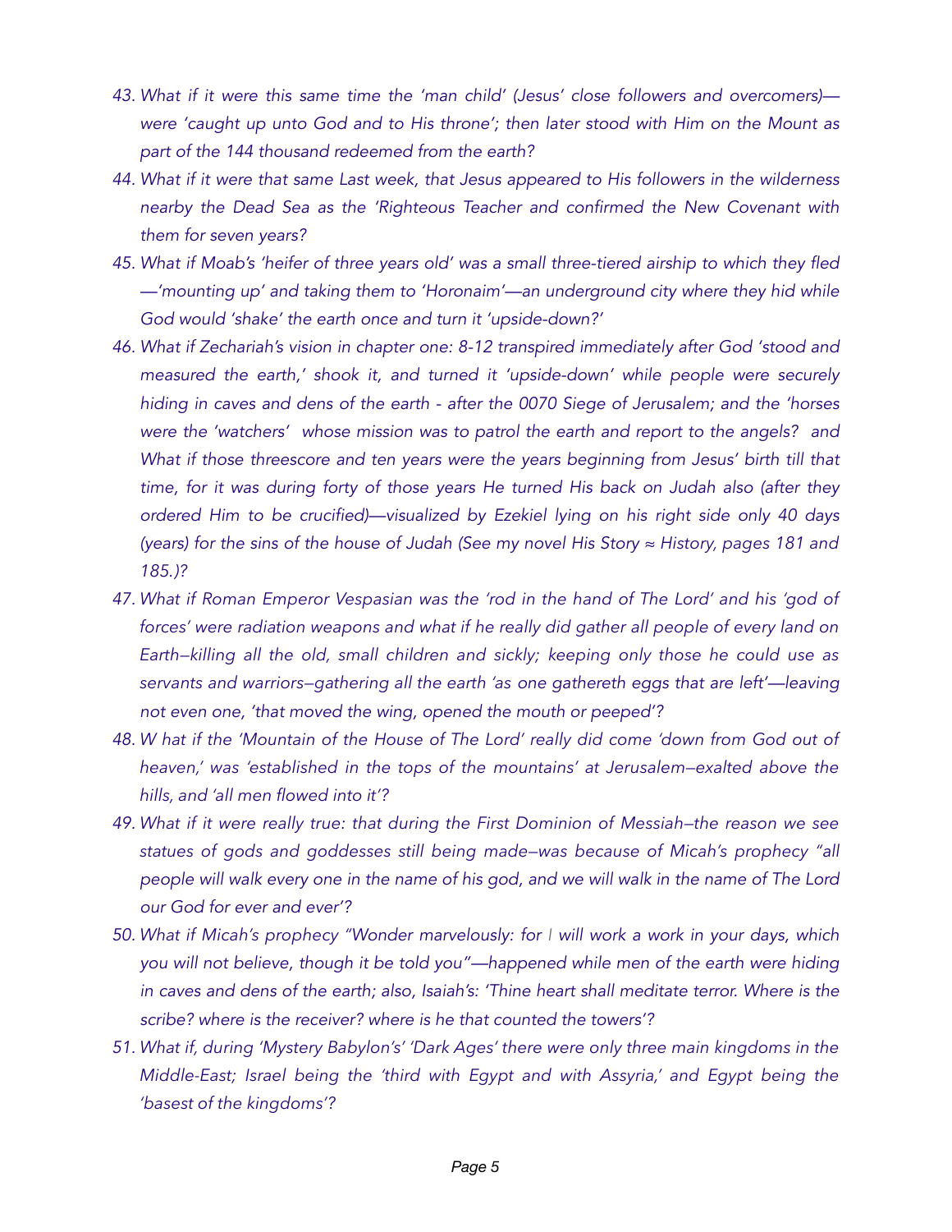43. *What if it were this same time the 'man child' (Jesus' close followers and overcomers)—were 'caught up unto God and to His throne'; then later stood with Him on the Mount as part of the 144 thousand redeemed from the earth?*
44. *What if it were that same Last week, that Jesus appeared to His followers in the wilderness nearby the Dead Sea as the 'Righteous Teacher and confirmed the New Covenant with them for seven years?*
45. *What if Moab's 'heifer of three years old' was a small three-tiered airship to which they fled—'mounting up' and taking them to 'Horonaim'—an underground city where they hid while God would 'shake' the earth once and turn it 'upside-down?'*
46. *What if Zechariah's vision in chapter one: 8-12 transpired immediately after God 'stood and measured the earth,' shook it, and turned it 'upside-down' while people were securely hiding in caves and dens of the earth - after the 0070 Siege of Jerusalem; and the 'horses were the 'watchers' whose mission was to patrol the earth and report to the angels? and What if those threescore and ten years were the years beginning from Jesus' birth till that time, for it was during forty of those years He turned His back on Judah also (after they ordered Him to be crucified)—visualized by Ezekiel lying on his right side only 40 days (years) for the sins of the house of Judah (See my novel His Story ≈ History, pages 181 and 185.)?*
47. *What if Roman Emperor Vespasian was the 'rod in the hand of The Lord' and his 'god of forces' were radiation weapons and what if he really did gather all people of every land on Earth–killing all the old, small children and sickly; keeping only those he could use as servants and warriors–gathering all the earth 'as one gathereth eggs that are left'—leaving not even one, 'that moved the wing, opened the mouth or peeped'?*
48. *W hat if the 'Mountain of the House of The Lord' really did come 'down from God out of heaven,' was 'established in the tops of the mountains' at Jerusalem–exalted above the hills, and 'all men flowed into it'?*
49. *What if it were really true: that during the First Dominion of Messiah–the reason we see statues of gods and goddesses still being made–was because of Micah's prophecy "all people will walk every one in the name of his god, and we will walk in the name of The Lord our God for ever and ever'?*
50. *What if Micah's prophecy "Wonder marvelously: for I will work a work in your days, which you will not believe, though it be told you"—happened while men of the earth were hiding in caves and dens of the earth; also, Isaiah's: 'Thine heart shall meditate terror. Where is the scribe? where is the receiver? where is he that counted the towers'?*
51. *What if, during 'Mystery Babylon's' 'Dark Ages' there were only three main kingdoms in the Middle-East; Israel being the 'third with Egypt and with Assyria,' and Egypt being the 'basest of the kingdoms'?*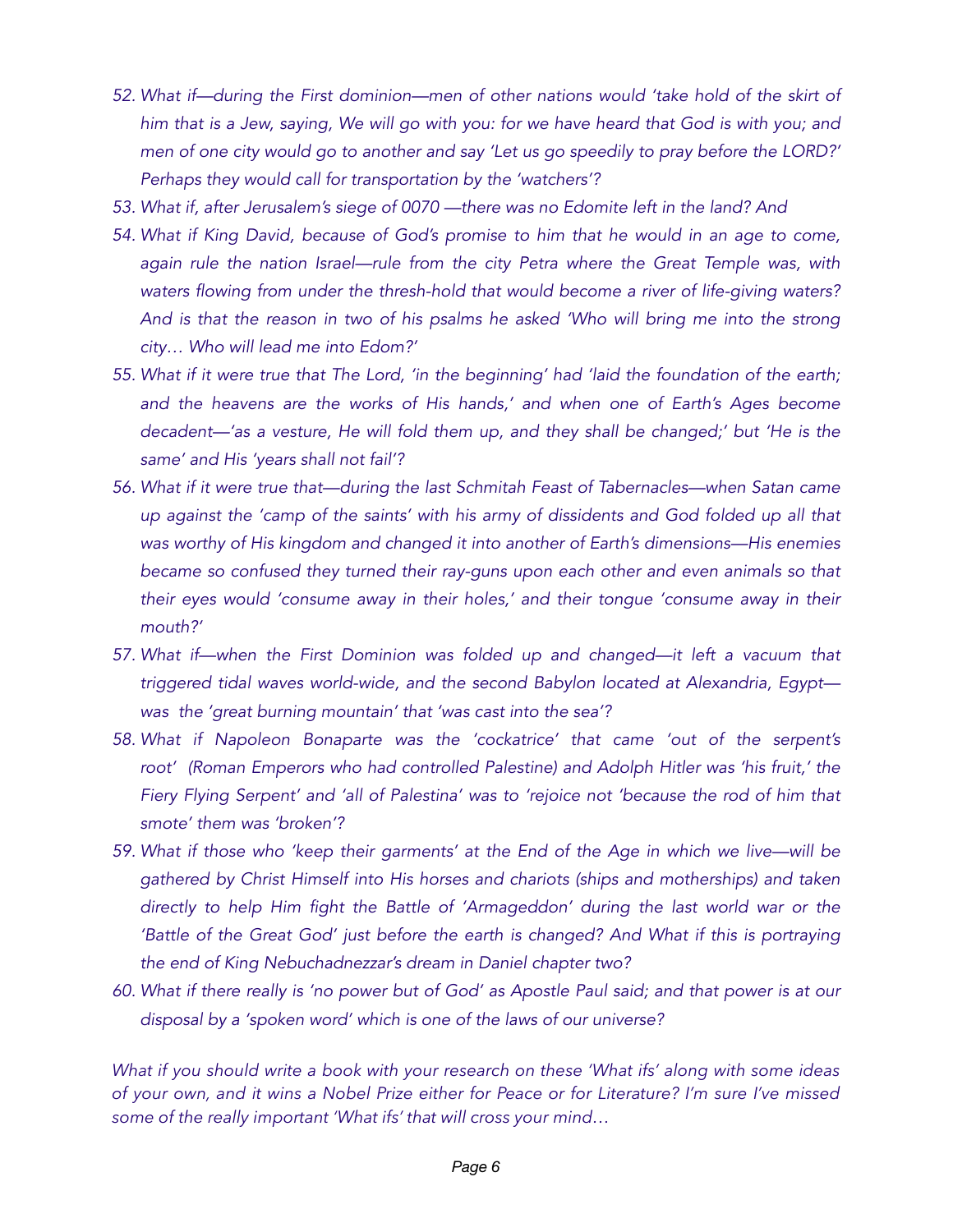*52. What if—during the First dominion—men of other nations would 'take hold of the skirt of him that is a Jew, saying, We will go with you: for we have heard that God is with you; and men of one city would go to another and say 'Let us go speedily to pray before the LORD?' Perhaps they would call for transportation by the 'watchers'?*

*53. What if, after Jerusalem's siege of 0070 —there was no Edomite left in the land? And*

*54. What if King David, because of God's promise to him that he would in an age to come, again rule the nation Israel—rule from the city Petra where the Great Temple was, with waters flowing from under the thresh-hold that would become a river of life-giving waters? And is that the reason in two of his psalms he asked 'Who will bring me into the strong city… Who will lead me into Edom?'*

*55. What if it were true that The Lord, 'in the beginning' had 'laid the foundation of the earth; and the heavens are the works of His hands,' and when one of Earth's Ages become decadent—'as a vesture, He will fold them up, and they shall be changed;' but 'He is the same' and His 'years shall not fail'?*

*56. What if it were true that—during the last Schmitah Feast of Tabernacles—when Satan came up against the 'camp of the saints' with his army of dissidents and God folded up all that was worthy of His kingdom and changed it into another of Earth's dimensions—His enemies became so confused they turned their ray-guns upon each other and even animals so that their eyes would 'consume away in their holes,' and their tongue 'consume away in their mouth?'*

*57. What if—when the First Dominion was folded up and changed—it left a vacuum that triggered tidal waves world-wide, and the second Babylon located at Alexandria, Egypt—was the 'great burning mountain' that 'was cast into the sea'?*

*58. What if Napoleon Bonaparte was the 'cockatrice' that came 'out of the serpent's root' (Roman Emperors who had controlled Palestine) and Adolph Hitler was 'his fruit,' the Fiery Flying Serpent' and 'all of Palestina' was to 'rejoice not 'because the rod of him that smote' them was 'broken'?*

*59. What if those who 'keep their garments' at the End of the Age in which we live—will be gathered by Christ Himself into His horses and chariots (ships and motherships) and taken directly to help Him fight the Battle of 'Armageddon' during the last world war or the 'Battle of the Great God' just before the earth is changed? And What if this is portraying the end of King Nebuchadnezzar's dream in Daniel chapter two?*

*60. What if there really is 'no power but of God' as Apostle Paul said; and that power is at our disposal by a 'spoken word' which is one of the laws of our universe?*

*What if you should write a book with your research on these 'What ifs' along with some ideas of your own, and it wins a Nobel Prize either for Peace or for Literature? I'm sure I've missed some of the really important 'What ifs' that will cross your mind…*